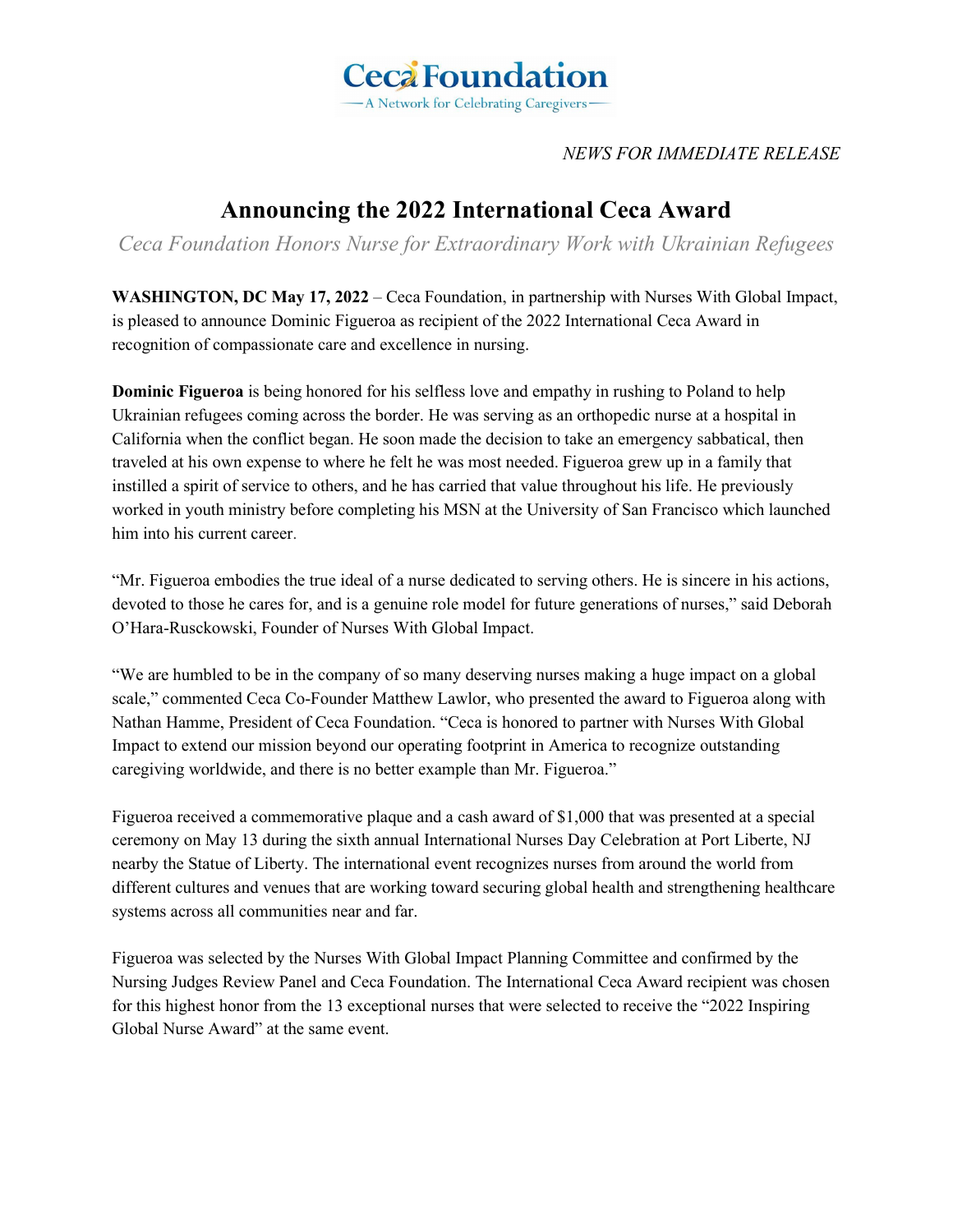Ceca Foundation

— A Network for Celebrating Caregivers —

*NEWS FOR IMMEDIATE RELEASE*

# Announcing the 2022 International Ceca Award

*Ceca Foundation Honors Nurse for Extraordinary Work with Ukrainian Refugees*

**WASHINGTON, DC May 17, 2022** – Ceca Foundation, in partnership with Nurses With Global Impact, is pleased to announce Dominic Figueroa as recipient of the 2022 International Ceca Award in recognition of compassionate care and excellence in nursing.

**Dominic Figueroa** is being honored for his selfless love and empathy in rushing to Poland to help Ukrainian refugees coming across the border. He was serving as an orthopedic nurse at a hospital in California when the conflict began. He soon made the decision to take an emergency sabbatical, then traveled at his own expense to where he felt he was most needed. Figueroa grew up in a family that instilled a spirit of service to others, and he has carried that value throughout his life. He previously worked in youth ministry before completing his MSN at the University of San Francisco which launched him into his current career.

"Mr. Figueroa embodies the true ideal of a nurse dedicated to serving others. He is sincere in his actions, devoted to those he cares for, and is a genuine role model for future generations of nurses," said Deborah O'Hara-Rusckowski, Founder of Nurses With Global Impact.

"We are humbled to be in the company of so many deserving nurses making a huge impact on a global scale," commented Ceca Co-Founder Matthew Lawlor, who presented the award to Figueroa along with Nathan Hamme, President of Ceca Foundation. "Ceca is honored to partner with Nurses With Global Impact to extend our mission beyond our operating footprint in America to recognize outstanding caregiving worldwide, and there is no better example than Mr. Figueroa."

Figueroa received a commemorative plaque and a cash award of $1,000 that was presented at a special ceremony on May 13 during the sixth annual International Nurses Day Celebration at Port Liberte, NJ nearby the Statue of Liberty. The international event recognizes nurses from around the world from different cultures and venues that are working toward securing global health and strengthening healthcare systems across all communities near and far.

Figueroa was selected by the Nurses With Global Impact Planning Committee and confirmed by the Nursing Judges Review Panel and Ceca Foundation. The International Ceca Award recipient was chosen for this highest honor from the 13 exceptional nurses that were selected to receive the "2022 Inspiring Global Nurse Award" at the same event.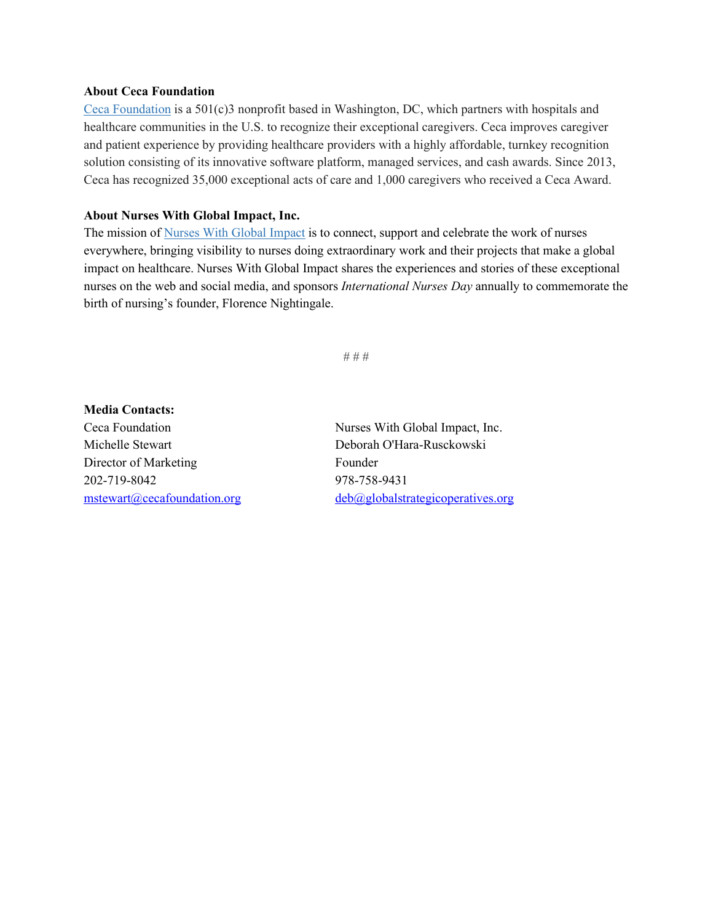**About Ceca Foundation**

Ceca Foundation is a 501(c)3 nonprofit based in Washington, DC, which partners with hospitals and healthcare communities in the U.S. to recognize their exceptional caregivers. Ceca improves caregiver and patient experience by providing healthcare providers with a highly affordable, turnkey recognition solution consisting of its innovative software platform, managed services, and cash awards. Since 2013, Ceca has recognized 35,000 exceptional acts of care and 1,000 caregivers who received a Ceca Award.

**About Nurses With Global Impact, Inc.**

The mission of Nurses With Global Impact is to connect, support and celebrate the work of nurses everywhere, bringing visibility to nurses doing extraordinary work and their projects that make a global impact on healthcare. Nurses With Global Impact shares the experiences and stories of these exceptional nurses on the web and social media, and sponsors *International Nurses Day* annually to commemorate the birth of nursing's founder, Florence Nightingale.

# # #

**Media Contacts:**

Ceca Foundation
Michelle Stewart
Director of Marketing
202-719-8042
mstewart@cecafoundation.org

Nurses With Global Impact, Inc.
Deborah O'Hara-Rusckowski
Founder
978-758-9431
deb@globalstrategicoperatives.org